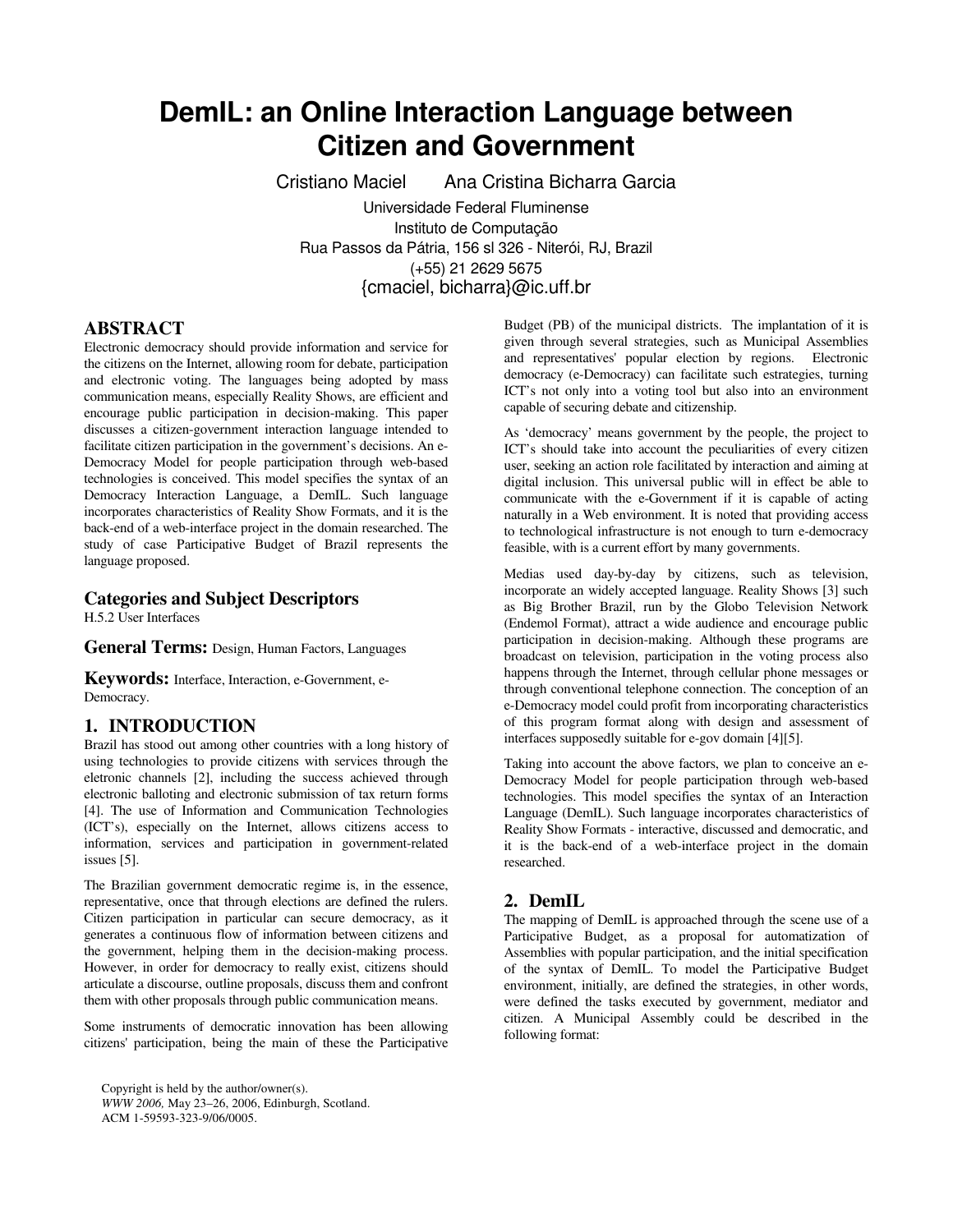# DemIL: an Online Interaction Language between Citizen and Government

Cristiano Maciel  Ana Cristina Bicharra Garcia

Universidade Federal Fluminense
Instituto de Computação
Rua Passos da Pátria, 156 sl 326 - Niterói, RJ, Brazil
(+55) 21 2629 5675
{cmaciel, bicharra}@ic.uff.br

## ABSTRACT

Electronic democracy should provide information and service for the citizens on the Internet, allowing room for debate, participation and electronic voting. The languages being adopted by mass communication means, especially Reality Shows, are efficient and encourage public participation in decision-making. This paper discusses a citizen-government interaction language intended to facilitate citizen participation in the government's decisions. An e-Democracy Model for people participation through web-based technologies is conceived. This model specifies the syntax of an Democracy Interaction Language, a DemIL. Such language incorporates characteristics of Reality Show Formats, and it is the back-end of a web-interface project in the domain researched. The study of case Participative Budget of Brazil represents the language proposed.

### Categories and Subject Descriptors

H.5.2 User Interfaces

**General Terms:** Design, Human Factors, Languages

**Keywords:** Interface, Interaction, e-Government, e-Democracy.

## 1. INTRODUCTION

Brazil has stood out among other countries with a long history of using technologies to provide citizens with services through the eletronic channels [2], including the success achieved through electronic balloting and electronic submission of tax return forms [4]. The use of Information and Communication Technologies (ICT's), especially on the Internet, allows citizens access to information, services and participation in government-related issues [5].

The Brazilian government democratic regime is, in the essence, representative, once that through elections are defined the rulers. Citizen participation in particular can secure democracy, as it generates a continuous flow of information between citizens and the government, helping them in the decision-making process. However, in order for democracy to really exist, citizens should articulate a discourse, outline proposals, discuss them and confront them with other proposals through public communication means.

Some instruments of democratic innovation has been allowing citizens' participation, being the main of these the Participative Budget (PB) of the municipal districts. The implantation of it is given through several strategies, such as Municipal Assemblies and representatives' popular election by regions. Electronic democracy (e-Democracy) can facilitate such estrategies, turning ICT's not only into a voting tool but also into an environment capable of securing debate and citizenship.

As 'democracy' means government by the people, the project to ICT's should take into account the peculiarities of every citizen user, seeking an action role facilitated by interaction and aiming at digital inclusion. This universal public will in effect be able to communicate with the e-Government if it is capable of acting naturally in a Web environment. It is noted that providing access to technological infrastructure is not enough to turn e-democracy feasible, with is a current effort by many governments.

Medias used day-by-day by citizens, such as television, incorporate an widely accepted language. Reality Shows [3] such as Big Brother Brazil, run by the Globo Television Network (Endemol Format), attract a wide audience and encourage public participation in decision-making. Although these programs are broadcast on television, participation in the voting process also happens through the Internet, through cellular phone messages or through conventional telephone connection. The conception of an e-Democracy model could profit from incorporating characteristics of this program format along with design and assessment of interfaces supposedly suitable for e-gov domain [4][5].

Taking into account the above factors, we plan to conceive an e-Democracy Model for people participation through web-based technologies. This model specifies the syntax of an Interaction Language (DemIL). Such language incorporates characteristics of Reality Show Formats - interactive, discussed and democratic, and it is the back-end of a web-interface project in the domain researched.

## 2. DemIL

The mapping of DemIL is approached through the scene use of a Participative Budget, as a proposal for automatization of Assemblies with popular participation, and the initial specification of the syntax of DemIL. To model the Participative Budget environment, initially, are defined the strategies, in other words, were defined the tasks executed by government, mediator and citizen. A Municipal Assembly could be described in the following format:

Copyright is held by the author/owner(s).
*WWW 2006,* May 23–26, 2006, Edinburgh, Scotland.
ACM 1-59593-323-9/06/0005.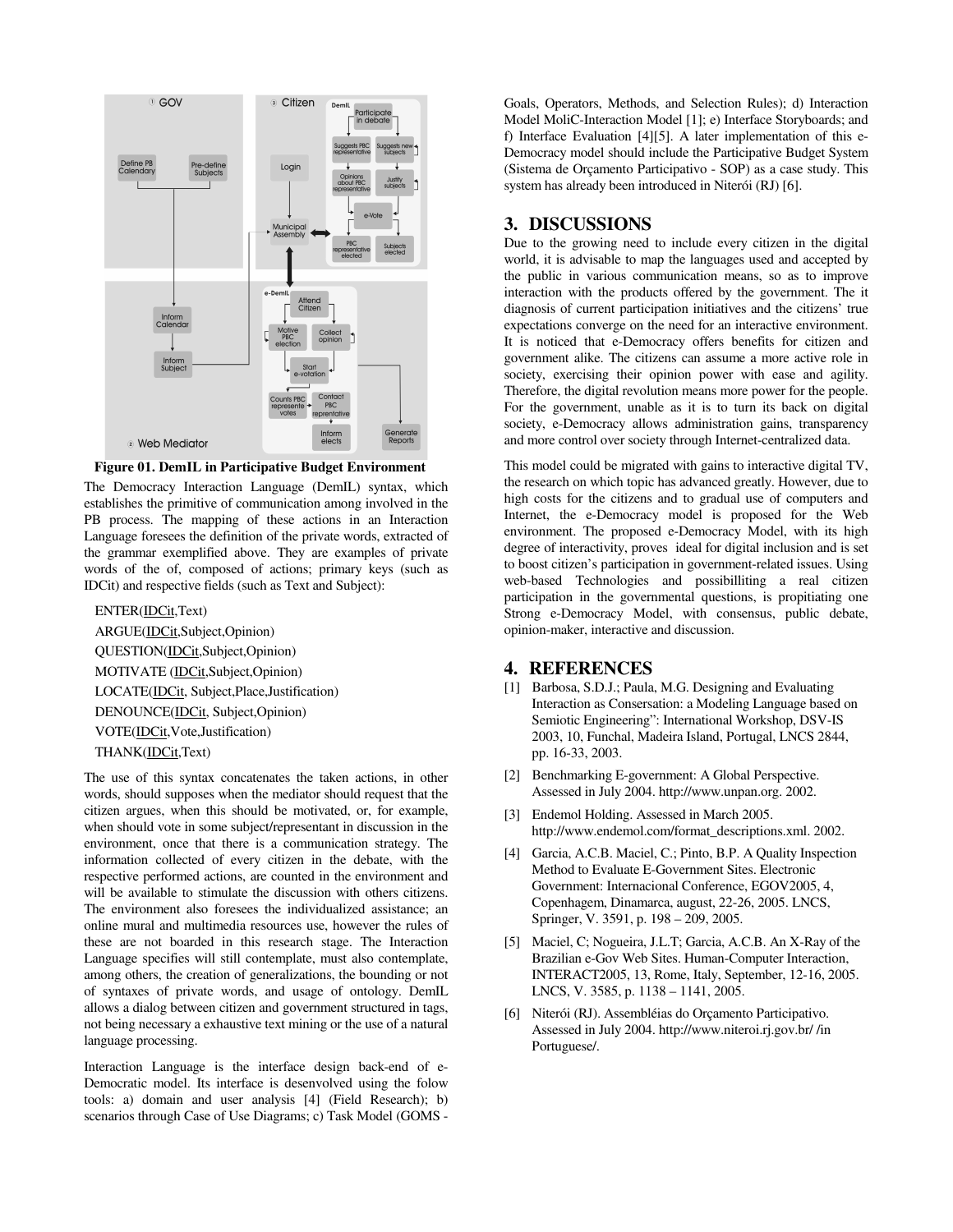① GOV

Define PB Calendary

Pre-define Subjects

③ Citizen

Login

Municipal Assembly

DemIL

Participate in debate

Suggests PBC representative

Suggests new subjects

Opinions about PBC representative

Justify subjects

e-Vote

PBC representative elected

Subjects elected

② Web Mediator

Inform Calendar

Inform Subject

e-DemIL

Attend Citizen

Motive PBC election

Collect opinion

Start e-votation

Counts PBC representative votes

Contact PBC reprentative

Inform elects

Generate Reports

**Figure 01. DemIL in Participative Budget Environment**

The Democracy Interaction Language (DemIL) syntax, which establishes the primitive of communication among involved in the PB process. The mapping of these actions in an Interaction Language foresees the definition of the private words, extracted of the grammar exemplified above. They are examples of private words of the of, composed of actions; primary keys (such as IDCit) and respective fields (such as Text and Subject):

ENTER(<u>IDCit</u>,Text)

ARGUE(<u>IDCit</u>,Subject,Opinion)

QUESTION(<u>IDCit</u>,Subject,Opinion)

MOTIVATE (<u>IDCit</u>,Subject,Opinion)

LOCATE(<u>IDCit</u>, Subject,Place,Justification)

DENOUNCE(<u>IDCit</u>, Subject,Opinion)

VOTE(<u>IDCit</u>,Vote,Justification)

THANK(<u>IDCit</u>,Text)

The use of this syntax concatenates the taken actions, in other words, should supposes when the mediator should request that the citizen argues, when this should be motivated, or, for example, when should vote in some subject/representant in discussion in the environment, once that there is a communication strategy. The information collected of every citizen in the debate, with the respective performed actions, are counted in the environment and will be available to stimulate the discussion with others citizens. The environment also foresees the individualized assistance; an online mural and multimedia resources use, however the rules of these are not boarded in this research stage. The Interaction Language specifies will still contemplate, must also contemplate, among others, the creation of generalizations, the bounding or not of syntaxes of private words, and usage of ontology. DemIL allows a dialog between citizen and government structured in tags, not being necessary a exhaustive text mining or the use of a natural language processing.

Interaction Language is the interface design back-end of e-Democratic model. Its interface is desenvolved using the folow tools: a) domain and user analysis [4] (Field Research); b) scenarios through Case of Use Diagrams; c) Task Model (GOMS - Goals, Operators, Methods, and Selection Rules); d) Interaction Model MoliC-Interaction Model [1]; e) Interface Storyboards; and f) Interface Evaluation [4][5]. A later implementation of this e-Democracy model should include the Participative Budget System (Sistema de Orçamento Participativo - SOP) as a case study. This system has already been introduced in Niterói (RJ) [6].

## 3. DISCUSSIONS

Due to the growing need to include every citizen in the digital world, it is advisable to map the languages used and accepted by the public in various communication means, so as to improve interaction with the products offered by the government. The it diagnosis of current participation initiatives and the citizens' true expectations converge on the need for an interactive environment. It is noticed that e-Democracy offers benefits for citizen and government alike. The citizens can assume a more active role in society, exercising their opinion power with ease and agility. Therefore, the digital revolution means more power for the people. For the government, unable as it is to turn its back on digital society, e-Democracy allows administration gains, transparency and more control over society through Internet-centralized data.

This model could be migrated with gains to interactive digital TV, the research on which topic has advanced greatly. However, due to high costs for the citizens and to gradual use of computers and Internet, the e-Democracy model is proposed for the Web environment. The proposed e-Democracy Model, with its high degree of interactivity, proves ideal for digital inclusion and is set to boost citizen's participation in government-related issues. Using web-based Technologies and possibilliting a real citizen participation in the governmental questions, is propitiating one Strong e-Democracy Model, with consensus, public debate, opinion-maker, interactive and discussion.

## 4. REFERENCES

[1] Barbosa, S.D.J.; Paula, M.G. Designing and Evaluating Interaction as Conversation: a Modeling Language based on Semiotic Engineering": International Workshop, DSV-IS 2003, 10, Funchal, Madeira Island, Portugal, LNCS 2844, pp. 16-33, 2003.

[2] Benchmarking E-government: A Global Perspective. Assessed in July 2004. http://www.unpan.org. 2002.

[3] Endemol Holding. Assessed in March 2005. http://www.endemol.com/format_descriptions.xml. 2002.

[4] Garcia, A.C.B. Maciel, C.; Pinto, B.P. A Quality Inspection Method to Evaluate E-Government Sites. Electronic Government: Internacional Conference, EGOV2005, 4, Copenhagem, Dinamarca, august, 22-26, 2005. LNCS, Springer, V. 3591, p. 198 – 209, 2005.

[5] Maciel, C; Nogueira, J.L.T; Garcia, A.C.B. An X-Ray of the Brazilian e-Gov Web Sites. Human-Computer Interaction, INTERACT2005, 13, Rome, Italy, September, 12-16, 2005. LNCS, V. 3585, p. 1138 – 1141, 2005.

[6] Niterói (RJ). Assembléias do Orçamento Participativo. Assessed in July 2004. http://www.niteroi.rj.gov.br/ /in Portuguese/.